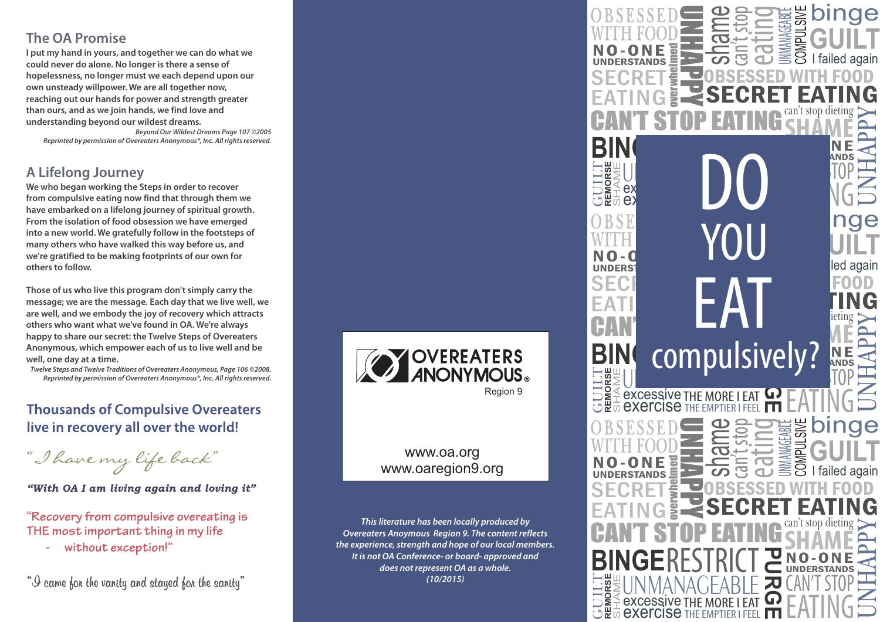## The OA Promise

**I put my hand in yours, and together we can do what we could never do alone. No longer is there a sense of hopelessness, no longer must we each depend upon our own unsteady willpower. We are all together now, reaching out our hands for power and strength greater than ours, and as we join hands, we find love and understanding beyond our wildest dreams.**

*Beyond Our Wildest Dreams Page 107 ©2005*
*Reprinted by permission of Overeaters Anonymous®, Inc. All rights reserved.*

## A Lifelong Journey

**We who began working the Steps in order to recover from compulsive eating now find that through them we have embarked on a lifelong journey of spiritual growth. From the isolation of food obsession we have emerged into a new world. We gratefully follow in the footsteps of many others who have walked this way before us, and we're gratified to be making footprints of our own for others to follow.**

**Those of us who live this program don't simply carry the message; we are the message. Each day that we live well, we are well, and we embody the joy of recovery which attracts others who want what we've found in OA. We're always happy to share our secret: the Twelve Steps of Overeaters Anonymous, which empower each of us to live well and be well, one day at a time.**

*Twelve Steps and Twelve Traditions of Overeaters Anonymous, Page 106 ©2008.*
*Reprinted by permission of Overeaters Anonymous®, Inc. All rights reserved.*

## Thousands of Compulsive Overeaters live in recovery all over the world!

"I have my life back"

***"With OA I am living again and loving it"***

"Recovery from compulsive overeating is THE most important thing in my life - without exception!"

"I came for the vanity and stayed for the sanity"

OVEREATERS ANONYMOUS®
Region 9

www.oa.org
www.oaregion9.org

***This literature has been locally produced by Overeaters Anoymous Region 9. The content reflects the experience, strength and hope of our local members. It is not OA Conference- or board- approved and does not represent OA as a whole. (10/2015)***

# DO YOU EAT compulsively?

OBSESSED WITH FOOD NO-ONE UNDERSTANDS SECRET EATING UNHAPPY overwhelmed shame can't stop eating UNMANAGEABLE COMPULSIVE binge GUILT I failed again OBSESSED WITH FOOD SECRET EATING CAN'T STOP EATING can't stop dieting SHAME UNHAPPY BINGE RESTRICT PURGE NO-ONE UNDERSTANDS CAN'T STOP EATING GUILT REMORSE SHAME UNMANAGEABLE excessive exercise THE MORE I EAT THE EMPTIER I FEEL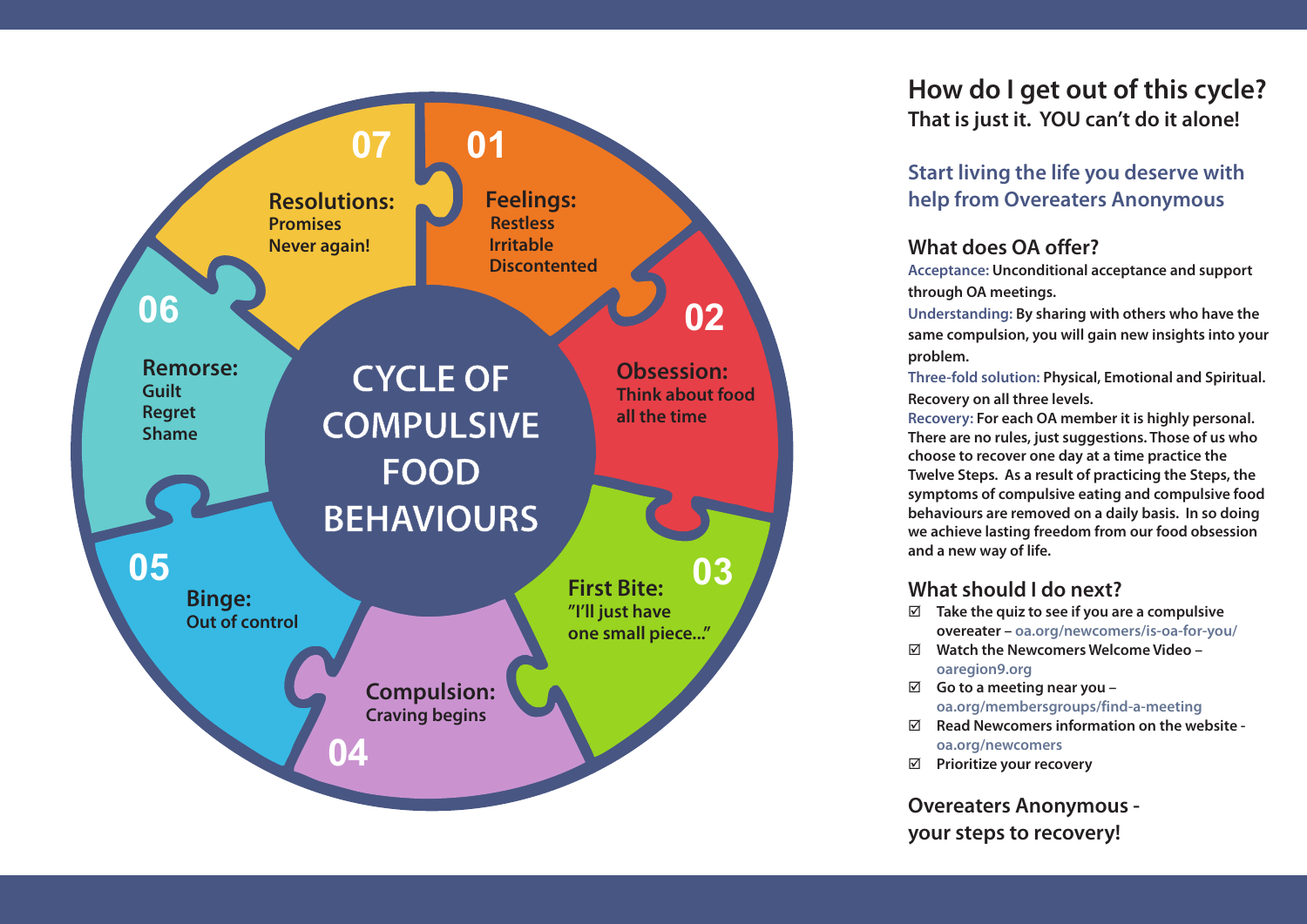CYCLE OF COMPULSIVE FOOD BEHAVIOURS

01
Feelings:
Restless
Irritable
Discontented

02
Obsession:
Think about food all the time

03
First Bite:
"I'll just have one small piece..."

04
Compulsion:
Craving begins

05
Binge:
Out of control

06
Remorse:
Guilt
Regret
Shame

07
Resolutions:
Promises
Never again!

## How do I get out of this cycle?

**That is just it. YOU can't do it alone!**

### Start living the life you deserve with help from Overeaters Anonymous

### What does OA offer?

**Acceptance:** Unconditional acceptance and support through OA meetings.

**Understanding:** By sharing with others who have the same compulsion, you will gain new insights into your problem.

**Three-fold solution:** Physical, Emotional and Spiritual. Recovery on all three levels.

**Recovery:** For each OA member it is highly personal. There are no rules, just suggestions. Those of us who choose to recover one day at a time practice the Twelve Steps. As a result of practicing the Steps, the symptoms of compulsive eating and compulsive food behaviours are removed on a daily basis. In so doing we achieve lasting freedom from our food obsession and a new way of life.

### What should I do next?

- ☑ Take the quiz to see if you are a compulsive overeater – oa.org/newcomers/is-oa-for-you/
- ☑ Watch the Newcomers Welcome Video – oaregion9.org
- ☑ Go to a meeting near you – oa.org/membersgroups/find-a-meeting
- ☑ Read Newcomers information on the website - oa.org/newcomers
- ☑ Prioritize your recovery

**Overeaters Anonymous - your steps to recovery!**